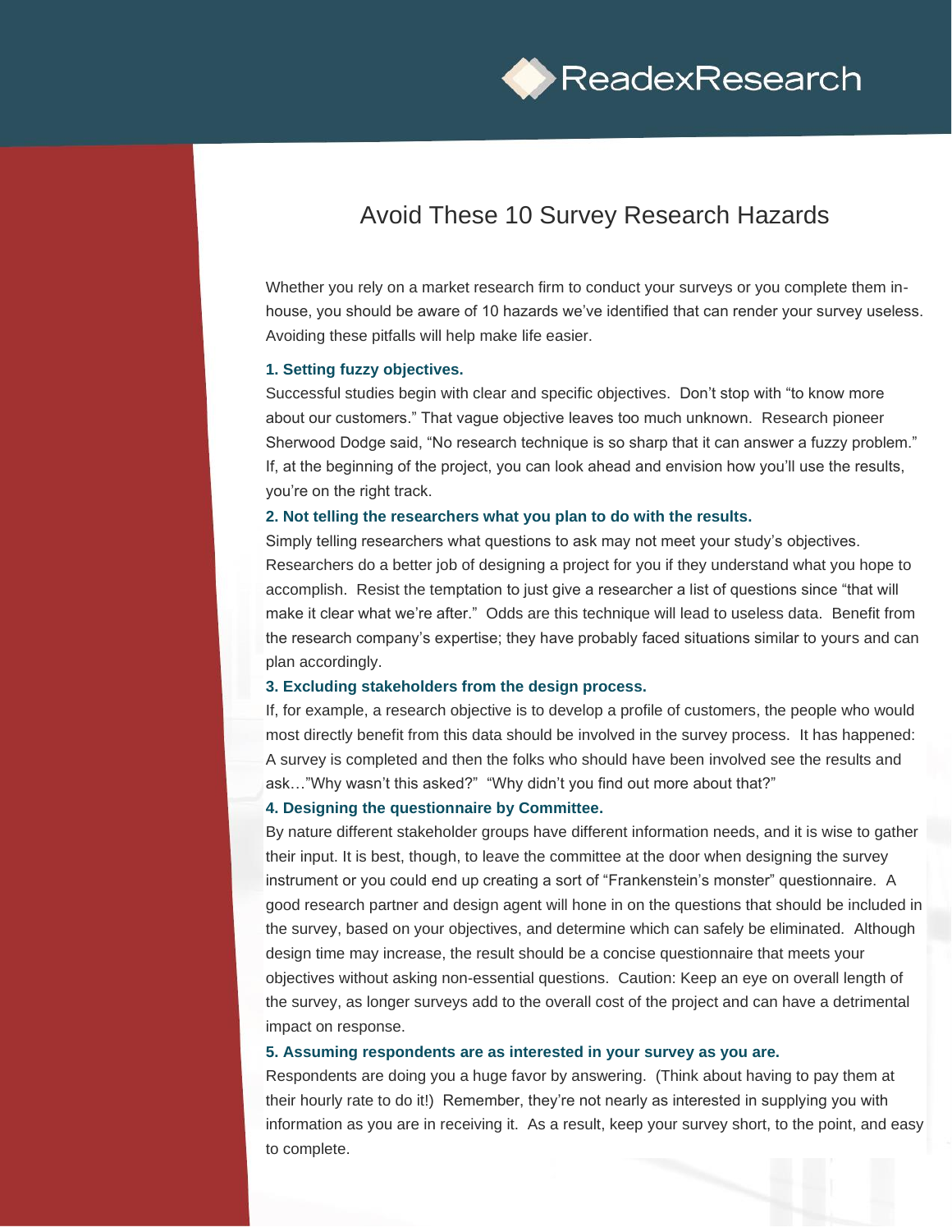ReadexResearch

# Avoid These 10 Survey Research Hazards

Whether you rely on a market research firm to conduct your surveys or you complete them in-house, you should be aware of 10 hazards we've identified that can render your survey useless. Avoiding these pitfalls will help make life easier.

**1. Setting fuzzy objectives.**

Successful studies begin with clear and specific objectives. Don't stop with "to know more about our customers." That vague objective leaves too much unknown. Research pioneer Sherwood Dodge said, "No research technique is so sharp that it can answer a fuzzy problem." If, at the beginning of the project, you can look ahead and envision how you'll use the results, you're on the right track.

**2. Not telling the researchers what you plan to do with the results.**

Simply telling researchers what questions to ask may not meet your study's objectives. Researchers do a better job of designing a project for you if they understand what you hope to accomplish. Resist the temptation to just give a researcher a list of questions since "that will make it clear what we're after." Odds are this technique will lead to useless data. Benefit from the research company's expertise; they have probably faced situations similar to yours and can plan accordingly.

**3. Excluding stakeholders from the design process.**

If, for example, a research objective is to develop a profile of customers, the people who would most directly benefit from this data should be involved in the survey process. It has happened: A survey is completed and then the folks who should have been involved see the results and ask…"Why wasn't this asked?" "Why didn't you find out more about that?"

**4. Designing the questionnaire by Committee.**

By nature different stakeholder groups have different information needs, and it is wise to gather their input. It is best, though, to leave the committee at the door when designing the survey instrument or you could end up creating a sort of "Frankenstein's monster" questionnaire. A good research partner and design agent will hone in on the questions that should be included in the survey, based on your objectives, and determine which can safely be eliminated. Although design time may increase, the result should be a concise questionnaire that meets your objectives without asking non-essential questions. Caution: Keep an eye on overall length of the survey, as longer surveys add to the overall cost of the project and can have a detrimental impact on response.

**5. Assuming respondents are as interested in your survey as you are.**

Respondents are doing you a huge favor by answering. (Think about having to pay them at their hourly rate to do it!) Remember, they're not nearly as interested in supplying you with information as you are in receiving it. As a result, keep your survey short, to the point, and easy to complete.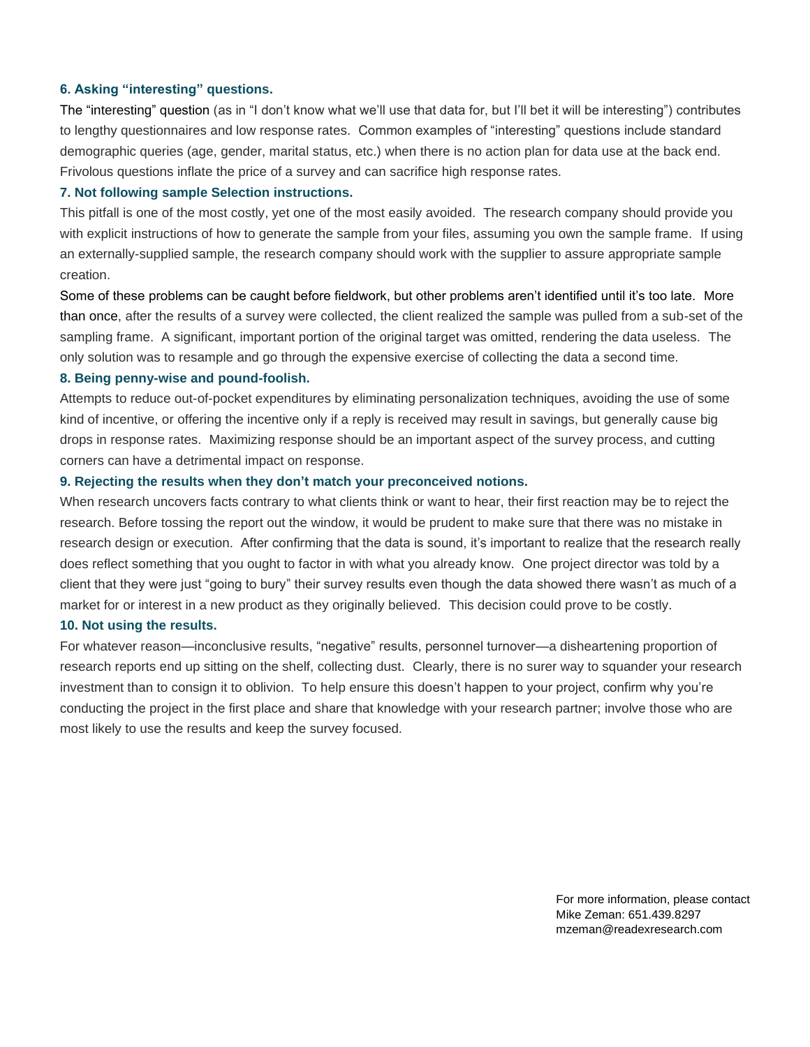### 6. Asking "interesting" questions.

The "interesting" question (as in "I don't know what we'll use that data for, but I'll bet it will be interesting") contributes to lengthy questionnaires and low response rates. Common examples of "interesting" questions include standard demographic queries (age, gender, marital status, etc.) when there is no action plan for data use at the back end. Frivolous questions inflate the price of a survey and can sacrifice high response rates.

### 7. Not following sample Selection instructions.

This pitfall is one of the most costly, yet one of the most easily avoided. The research company should provide you with explicit instructions of how to generate the sample from your files, assuming you own the sample frame. If using an externally-supplied sample, the research company should work with the supplier to assure appropriate sample creation.

Some of these problems can be caught before fieldwork, but other problems aren't identified until it's too late. More than once, after the results of a survey were collected, the client realized the sample was pulled from a sub-set of the sampling frame. A significant, important portion of the original target was omitted, rendering the data useless. The only solution was to resample and go through the expensive exercise of collecting the data a second time.

### 8. Being penny-wise and pound-foolish.

Attempts to reduce out-of-pocket expenditures by eliminating personalization techniques, avoiding the use of some kind of incentive, or offering the incentive only if a reply is received may result in savings, but generally cause big drops in response rates. Maximizing response should be an important aspect of the survey process, and cutting corners can have a detrimental impact on response.

### 9. Rejecting the results when they don't match your preconceived notions.

When research uncovers facts contrary to what clients think or want to hear, their first reaction may be to reject the research. Before tossing the report out the window, it would be prudent to make sure that there was no mistake in research design or execution. After confirming that the data is sound, it's important to realize that the research really does reflect something that you ought to factor in with what you already know. One project director was told by a client that they were just "going to bury" their survey results even though the data showed there wasn't as much of a market for or interest in a new product as they originally believed. This decision could prove to be costly.

### 10. Not using the results.

For whatever reason—inconclusive results, "negative" results, personnel turnover—a disheartening proportion of research reports end up sitting on the shelf, collecting dust. Clearly, there is no surer way to squander your research investment than to consign it to oblivion. To help ensure this doesn't happen to your project, confirm why you're conducting the project in the first place and share that knowledge with your research partner; involve those who are most likely to use the results and keep the survey focused.

For more information, please contact
Mike Zeman: 651.439.8297
mzeman@readexresearch.com